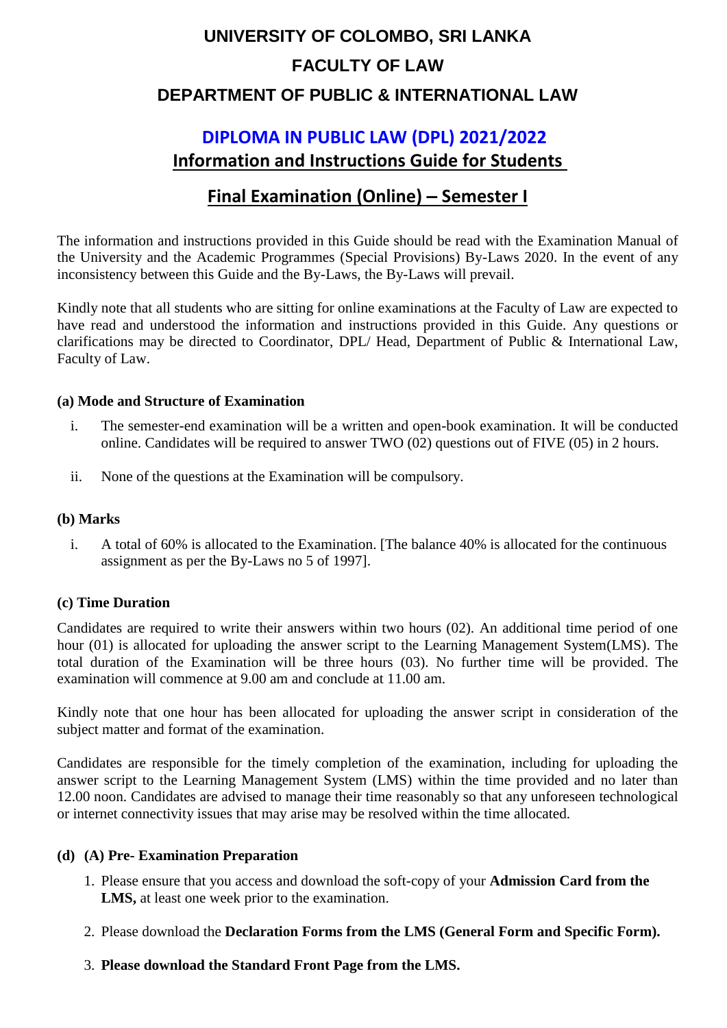# UNIVERSITY OF COLOMBO, SRI LANKA

# FACULTY OF LAW

# DEPARTMENT OF PUBLIC & INTERNATIONAL LAW

## DIPLOMA IN PUBLIC LAW (DPL) 2021/2022

## Information and Instructions Guide for Students

## Final Examination (Online) – Semester I

The information and instructions provided in this Guide should be read with the Examination Manual of the University and the Academic Programmes (Special Provisions) By-Laws 2020. In the event of any inconsistency between this Guide and the By-Laws, the By-Laws will prevail.

Kindly note that all students who are sitting for online examinations at the Faculty of Law are expected to have read and understood the information and instructions provided in this Guide. Any questions or clarifications may be directed to Coordinator, DPL/ Head, Department of Public & International Law, Faculty of Law.

**(a) Mode and Structure of Examination**

i. The semester-end examination will be a written and open-book examination. It will be conducted online. Candidates will be required to answer TWO (02) questions out of FIVE (05) in 2 hours.

ii. None of the questions at the Examination will be compulsory.

**(b) Marks**

i. A total of 60% is allocated to the Examination. [The balance 40% is allocated for the continuous assignment as per the By-Laws no 5 of 1997].

**(c) Time Duration**

Candidates are required to write their answers within two hours (02). An additional time period of one hour (01) is allocated for uploading the answer script to the Learning Management System(LMS). The total duration of the Examination will be three hours (03). No further time will be provided. The examination will commence at 9.00 am and conclude at 11.00 am.

Kindly note that one hour has been allocated for uploading the answer script in consideration of the subject matter and format of the examination.

Candidates are responsible for the timely completion of the examination, including for uploading the answer script to the Learning Management System (LMS) within the time provided and no later than 12.00 noon. Candidates are advised to manage their time reasonably so that any unforeseen technological or internet connectivity issues that may arise may be resolved within the time allocated.

**(d) (A) Pre- Examination Preparation**

1. Please ensure that you access and download the soft-copy of your **Admission Card from the LMS,** at least one week prior to the examination.
2. Please download the **Declaration Forms from the LMS (General Form and Specific Form).**
3. **Please download the Standard Front Page from the LMS.**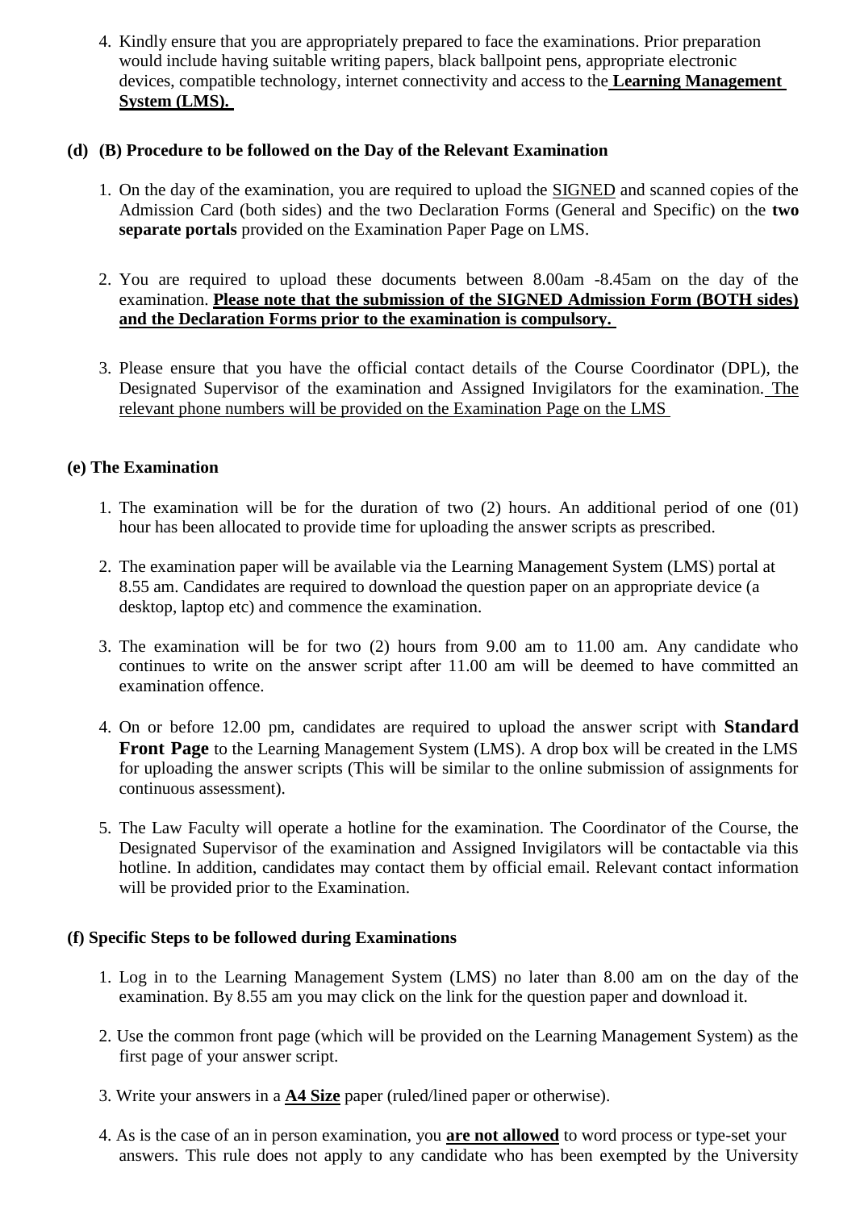4. Kindly ensure that you are appropriately prepared to face the examinations. Prior preparation would include having suitable writing papers, black ballpoint pens, appropriate electronic devices, compatible technology, internet connectivity and access to the **Learning Management System (LMS).**

**(d) (B) Procedure to be followed on the Day of the Relevant Examination**

1. On the day of the examination, you are required to upload the SIGNED and scanned copies of the Admission Card (both sides) and the two Declaration Forms (General and Specific) on the **two separate portals** provided on the Examination Paper Page on LMS.

2. You are required to upload these documents between 8.00am -8.45am on the day of the examination. **Please note that the submission of the SIGNED Admission Form (BOTH sides) and the Declaration Forms prior to the examination is compulsory.**

3. Please ensure that you have the official contact details of the Course Coordinator (DPL), the Designated Supervisor of the examination and Assigned Invigilators for the examination. The relevant phone numbers will be provided on the Examination Page on the LMS

**(e) The Examination**

1. The examination will be for the duration of two (2) hours. An additional period of one (01) hour has been allocated to provide time for uploading the answer scripts as prescribed.

2. The examination paper will be available via the Learning Management System (LMS) portal at 8.55 am. Candidates are required to download the question paper on an appropriate device (a desktop, laptop etc) and commence the examination.

3. The examination will be for two (2) hours from 9.00 am to 11.00 am. Any candidate who continues to write on the answer script after 11.00 am will be deemed to have committed an examination offence.

4. On or before 12.00 pm, candidates are required to upload the answer script with **Standard Front Page** to the Learning Management System (LMS). A drop box will be created in the LMS for uploading the answer scripts (This will be similar to the online submission of assignments for continuous assessment).

5. The Law Faculty will operate a hotline for the examination. The Coordinator of the Course, the Designated Supervisor of the examination and Assigned Invigilators will be contactable via this hotline. In addition, candidates may contact them by official email. Relevant contact information will be provided prior to the Examination.

**(f) Specific Steps to be followed during Examinations**

1. Log in to the Learning Management System (LMS) no later than 8.00 am on the day of the examination. By 8.55 am you may click on the link for the question paper and download it.

2. Use the common front page (which will be provided on the Learning Management System) as the first page of your answer script.

3. Write your answers in a **A4 Size** paper (ruled/lined paper or otherwise).

4. As is the case of an in person examination, you **are not allowed** to word process or type-set your answers. This rule does not apply to any candidate who has been exempted by the University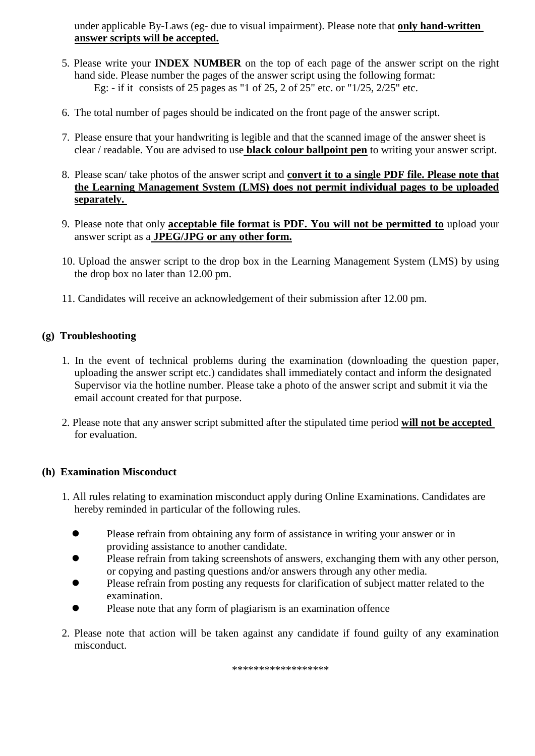under applicable By-Laws (eg- due to visual impairment). Please note that **only hand-written answer scripts will be accepted.**

5. Please write your **INDEX NUMBER** on the top of each page of the answer script on the right hand side. Please number the pages of the answer script using the following format:
   Eg: - if it consists of 25 pages as "1 of 25, 2 of 25" etc. or "1/25, 2/25" etc.

6. The total number of pages should be indicated on the front page of the answer script.

7. Please ensure that your handwriting is legible and that the scanned image of the answer sheet is clear / readable. You are advised to use **black colour ballpoint pen** to writing your answer script.

8. Please scan/ take photos of the answer script and **convert it to a single PDF file. Please note that the Learning Management System (LMS) does not permit individual pages to be uploaded separately.**

9. Please note that only **acceptable file format is PDF. You will not be permitted to** upload your answer script as a **JPEG/JPG or any other form.**

10. Upload the answer script to the drop box in the Learning Management System (LMS) by using the drop box no later than 12.00 pm.

11. Candidates will receive an acknowledgement of their submission after 12.00 pm.

**(g) Troubleshooting**

1. In the event of technical problems during the examination (downloading the question paper, uploading the answer script etc.) candidates shall immediately contact and inform the designated Supervisor via the hotline number. Please take a photo of the answer script and submit it via the email account created for that purpose.

2. Please note that any answer script submitted after the stipulated time period **will not be accepted** for evaluation.

**(h) Examination Misconduct**

1. All rules relating to examination misconduct apply during Online Examinations. Candidates are hereby reminded in particular of the following rules.

   - Please refrain from obtaining any form of assistance in writing your answer or in providing assistance to another candidate.
   - Please refrain from taking screenshots of answers, exchanging them with any other person, or copying and pasting questions and/or answers through any other media.
   - Please refrain from posting any requests for clarification of subject matter related to the examination.
   - Please note that any form of plagiarism is an examination offence

2. Please note that action will be taken against any candidate if found guilty of any examination misconduct.

******************